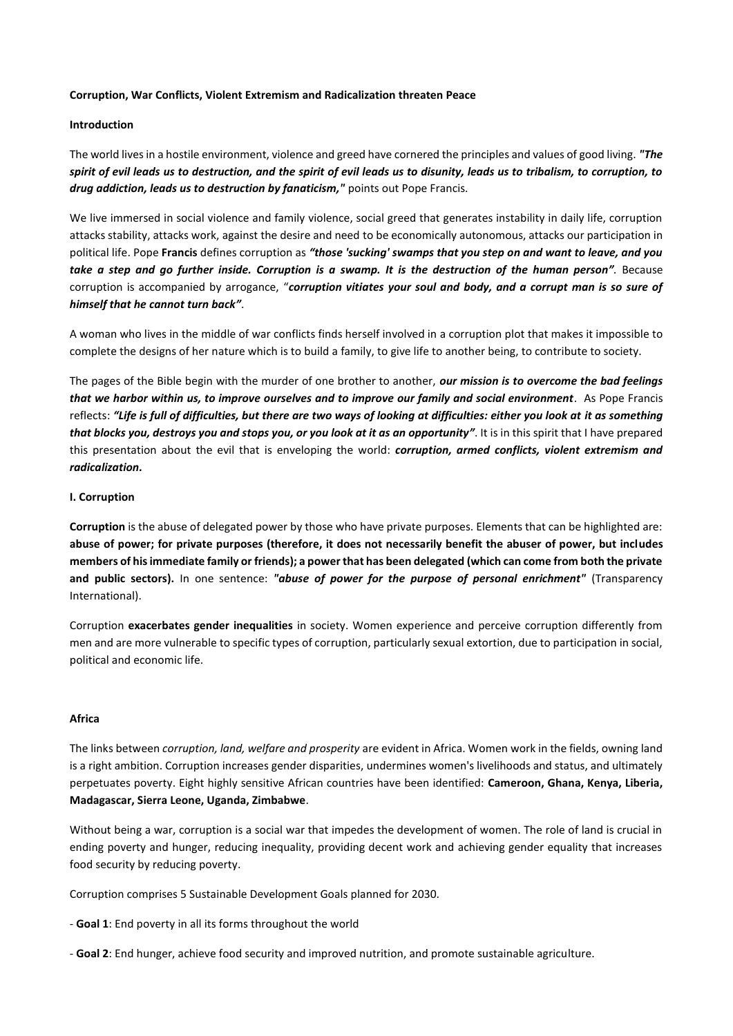**Corruption, War Conflicts, Violent Extremism and Radicalization threaten Peace**

**Introduction**

The world lives in a hostile environment, violence and greed have cornered the principles and values of good living. ***"The spirit of evil leads us to destruction, and the spirit of evil leads us to disunity, leads us to tribalism, to corruption, to drug addiction, leads us to destruction by fanaticism,"*** points out Pope Francis.

We live immersed in social violence and family violence, social greed that generates instability in daily life, corruption attacks stability, attacks work, against the desire and need to be economically autonomous, attacks our participation in political life. Pope **Francis** defines corruption as ***"those 'sucking' swamps that you step on and want to leave, and you take a step and go further inside. Corruption is a swamp. It is the destruction of the human person"***. Because corruption is accompanied by arrogance, "***corruption vitiates your soul and body, and a corrupt man is so sure of himself that he cannot turn back"***.

A woman who lives in the middle of war conflicts finds herself involved in a corruption plot that makes it impossible to complete the designs of her nature which is to build a family, to give life to another being, to contribute to society.

The pages of the Bible begin with the murder of one brother to another, ***our mission is to overcome the bad feelings that we harbor within us, to improve ourselves and to improve our family and social environment***. As Pope Francis reflects: ***"Life is full of difficulties, but there are two ways of looking at difficulties: either you look at it as something that blocks you, destroys you and stops you, or you look at it as an opportunity"***. It is in this spirit that I have prepared this presentation about the evil that is enveloping the world: ***corruption, armed conflicts, violent extremism and radicalization.***

**I. Corruption**

**Corruption** is the abuse of delegated power by those who have private purposes. Elements that can be highlighted are: **abuse of power; for private purposes (therefore, it does not necessarily benefit the abuser of power, but includes members of his immediate family or friends); a power that has been delegated (which can come from both the private and public sectors).** In one sentence: ***"abuse of power for the purpose of personal enrichment"*** (Transparency International).

Corruption **exacerbates gender inequalities** in society. Women experience and perceive corruption differently from men and are more vulnerable to specific types of corruption, particularly sexual extortion, due to participation in social, political and economic life.

**Africa**

The links between *corruption, land, welfare and prosperity* are evident in Africa. Women work in the fields, owning land is a right ambition. Corruption increases gender disparities, undermines women's livelihoods and status, and ultimately perpetuates poverty. Eight highly sensitive African countries have been identified: **Cameroon, Ghana, Kenya, Liberia, Madagascar, Sierra Leone, Uganda, Zimbabwe**.

Without being a war, corruption is a social war that impedes the development of women. The role of land is crucial in ending poverty and hunger, reducing inequality, providing decent work and achieving gender equality that increases food security by reducing poverty.

Corruption comprises 5 Sustainable Development Goals planned for 2030.

- **Goal 1**: End poverty in all its forms throughout the world

- **Goal 2**: End hunger, achieve food security and improved nutrition, and promote sustainable agriculture.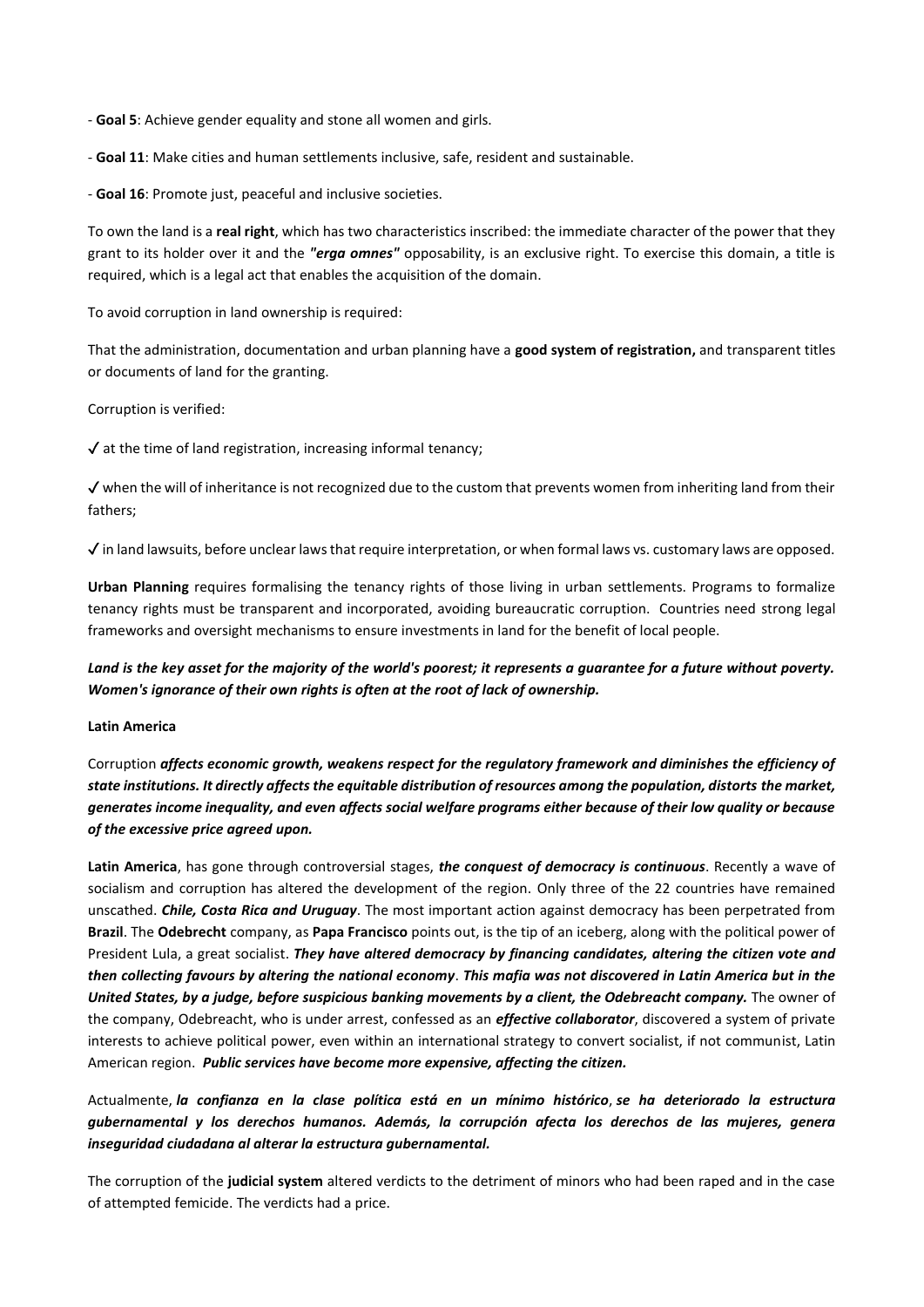- **Goal 5**: Achieve gender equality and stone all women and girls.

- **Goal 11**: Make cities and human settlements inclusive, safe, resident and sustainable.

- **Goal 16**: Promote just, peaceful and inclusive societies.

To own the land is a **real right**, which has two characteristics inscribed: the immediate character of the power that they grant to its holder over it and the ***"erga omnes"*** opposability, is an exclusive right. To exercise this domain, a title is required, which is a legal act that enables the acquisition of the domain.

To avoid corruption in land ownership is required:

That the administration, documentation and urban planning have a **good system of registration,** and transparent titles or documents of land for the granting.

Corruption is verified:

✓ at the time of land registration, increasing informal tenancy;

✓ when the will of inheritance is not recognized due to the custom that prevents women from inheriting land from their fathers;

✓ in land lawsuits, before unclear laws that require interpretation, or when formal laws vs. customary laws are opposed.

**Urban Planning** requires formalising the tenancy rights of those living in urban settlements. Programs to formalize tenancy rights must be transparent and incorporated, avoiding bureaucratic corruption. Countries need strong legal frameworks and oversight mechanisms to ensure investments in land for the benefit of local people.

***Land is the key asset for the majority of the world's poorest; it represents a guarantee for a future without poverty. Women's ignorance of their own rights is often at the root of lack of ownership.***

**Latin America**

Corruption ***affects economic growth, weakens respect for the regulatory framework and diminishes the efficiency of state institutions. It directly affects the equitable distribution of resources among the population, distorts the market, generates income inequality, and even affects social welfare programs either because of their low quality or because of the excessive price agreed upon.***

**Latin America**, has gone through controversial stages, ***the conquest of democracy is continuous***. Recently a wave of socialism and corruption has altered the development of the region. Only three of the 22 countries have remained unscathed. ***Chile, Costa Rica and Uruguay***. The most important action against democracy has been perpetrated from **Brazil**. The **Odebrecht** company, as **Papa Francisco** points out, is the tip of an iceberg, along with the political power of President Lula, a great socialist. ***They have altered democracy by financing candidates, altering the citizen vote and then collecting favours by altering the national economy***. ***This mafia was not discovered in Latin America but in the United States, by a judge, before suspicious banking movements by a client, the Odebreacht company.*** The owner of the company, Odebreacht, who is under arrest, confessed as an ***effective collaborator***, discovered a system of private interests to achieve political power, even within an international strategy to convert socialist, if not communist, Latin American region. ***Public services have become more expensive, affecting the citizen.***

Actualmente, ***la confianza en la clase política está en un mínimo histórico***, ***se ha deteriorado la estructura gubernamental y los derechos humanos. Además, la corrupción afecta los derechos de las mujeres, genera inseguridad ciudadana al alterar la estructura gubernamental.***

The corruption of the **judicial system** altered verdicts to the detriment of minors who had been raped and in the case of attempted femicide. The verdicts had a price.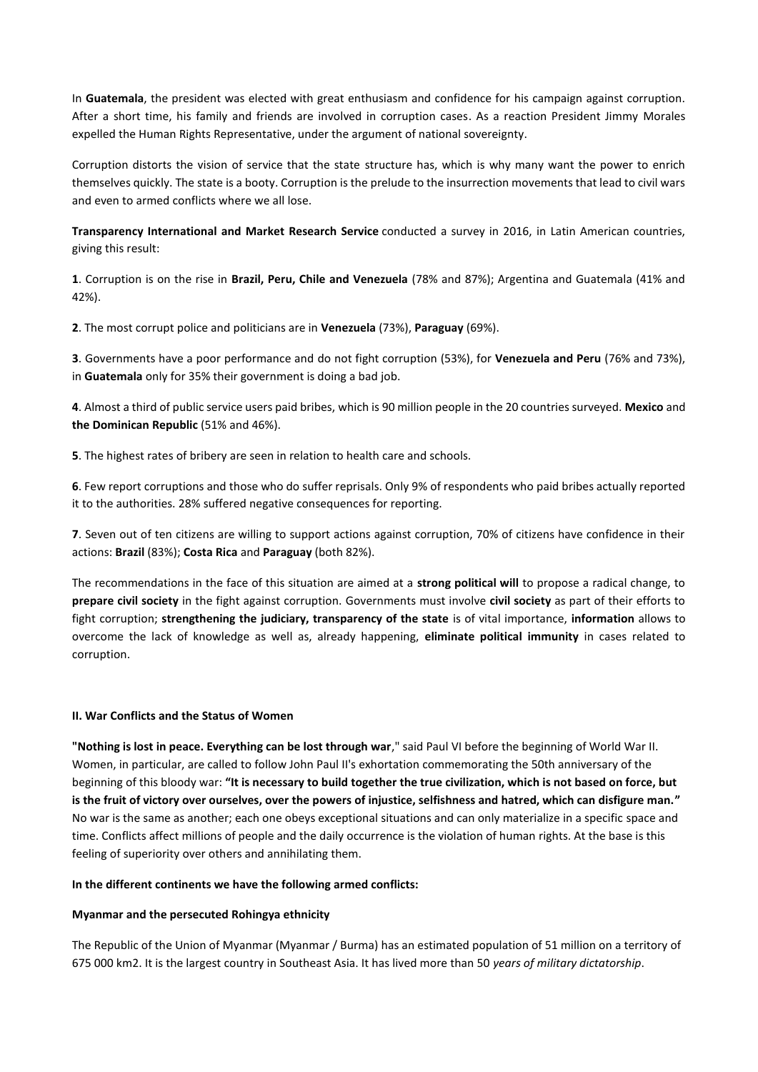In **Guatemala**, the president was elected with great enthusiasm and confidence for his campaign against corruption. After a short time, his family and friends are involved in corruption cases. As a reaction President Jimmy Morales expelled the Human Rights Representative, under the argument of national sovereignty.

Corruption distorts the vision of service that the state structure has, which is why many want the power to enrich themselves quickly. The state is a booty. Corruption is the prelude to the insurrection movements that lead to civil wars and even to armed conflicts where we all lose.

**Transparency International and Market Research Service** conducted a survey in 2016, in Latin American countries, giving this result:

**1**. Corruption is on the rise in **Brazil, Peru, Chile and Venezuela** (78% and 87%); Argentina and Guatemala (41% and 42%).

**2**. The most corrupt police and politicians are in **Venezuela** (73%), **Paraguay** (69%).

**3**. Governments have a poor performance and do not fight corruption (53%), for **Venezuela and Peru** (76% and 73%), in **Guatemala** only for 35% their government is doing a bad job.

**4**. Almost a third of public service users paid bribes, which is 90 million people in the 20 countries surveyed. **Mexico** and **the Dominican Republic** (51% and 46%).

**5**. The highest rates of bribery are seen in relation to health care and schools.

**6**. Few report corruptions and those who do suffer reprisals. Only 9% of respondents who paid bribes actually reported it to the authorities. 28% suffered negative consequences for reporting.

**7**. Seven out of ten citizens are willing to support actions against corruption, 70% of citizens have confidence in their actions: **Brazil** (83%); **Costa Rica** and **Paraguay** (both 82%).

The recommendations in the face of this situation are aimed at a **strong political will** to propose a radical change, to **prepare civil society** in the fight against corruption. Governments must involve **civil society** as part of their efforts to fight corruption; **strengthening the judiciary, transparency of the state** is of vital importance, **information** allows to overcome the lack of knowledge as well as, already happening, **eliminate political immunity** in cases related to corruption.

## II. War Conflicts and the Status of Women

**"Nothing is lost in peace. Everything can be lost through war**," said Paul VI before the beginning of World War II. Women, in particular, are called to follow John Paul II's exhortation commemorating the 50th anniversary of the beginning of this bloody war: **"It is necessary to build together the true civilization, which is not based on force, but is the fruit of victory over ourselves, over the powers of injustice, selfishness and hatred, which can disfigure man."** No war is the same as another; each one obeys exceptional situations and can only materialize in a specific space and time. Conflicts affect millions of people and the daily occurrence is the violation of human rights. At the base is this feeling of superiority over others and annihilating them.

**In the different continents we have the following armed conflicts:**

### Myanmar and the persecuted Rohingya ethnicity

The Republic of the Union of Myanmar (Myanmar / Burma) has an estimated population of 51 million on a territory of 675 000 km2. It is the largest country in Southeast Asia. It has lived more than 50 *years of military dictatorship*.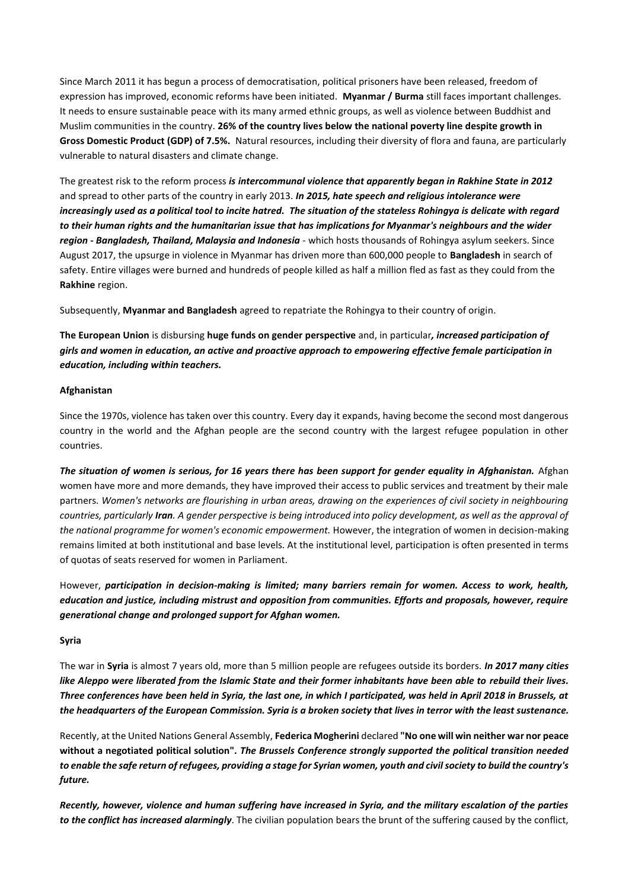Since March 2011 it has begun a process of democratisation, political prisoners have been released, freedom of expression has improved, economic reforms have been initiated. **Myanmar / Burma** still faces important challenges. It needs to ensure sustainable peace with its many armed ethnic groups, as well as violence between Buddhist and Muslim communities in the country. **26% of the country lives below the national poverty line despite growth in Gross Domestic Product (GDP) of 7.5%.** Natural resources, including their diversity of flora and fauna, are particularly vulnerable to natural disasters and climate change.

The greatest risk to the reform process ***is intercommunal violence that apparently began in Rakhine State in 2012*** and spread to other parts of the country in early 2013. ***In 2015, hate speech and religious intolerance were increasingly used as a political tool to incite hatred. The situation of the stateless Rohingya is delicate with regard to their human rights and the humanitarian issue that has implications for Myanmar's neighbours and the wider region - Bangladesh, Thailand, Malaysia and Indonesia*** - which hosts thousands of Rohingya asylum seekers. Since August 2017, the upsurge in violence in Myanmar has driven more than 600,000 people to **Bangladesh** in search of safety. Entire villages were burned and hundreds of people killed as half a million fled as fast as they could from the **Rakhine** region.

Subsequently, **Myanmar and Bangladesh** agreed to repatriate the Rohingya to their country of origin.

**The European Union** is disbursing **huge funds on gender perspective** and, in particular***, increased participation of girls and women in education, an active and proactive approach to empowering effective female participation in education, including within teachers.***

**Afghanistan**

Since the 1970s, violence has taken over this country. Every day it expands, having become the second most dangerous country in the world and the Afghan people are the second country with the largest refugee population in other countries.

***The situation of women is serious, for 16 years there has been support for gender equality in Afghanistan.*** Afghan women have more and more demands, they have improved their access to public services and treatment by their male partners. *Women's networks are flourishing in urban areas, drawing on the experiences of civil society in neighbouring countries, particularly **Iran**. A gender perspective is being introduced into policy development, as well as the approval of the national programme for women's economic empowerment.* However, the integration of women in decision-making remains limited at both institutional and base levels. At the institutional level, participation is often presented in terms of quotas of seats reserved for women in Parliament.

However, ***participation in decision-making is limited; many barriers remain for women. Access to work, health, education and justice, including mistrust and opposition from communities. Efforts and proposals, however, require generational change and prolonged support for Afghan women.***

**Syria**

The war in **Syria** is almost 7 years old, more than 5 million people are refugees outside its borders. ***In 2017 many cities like Aleppo were liberated from the Islamic State and their former inhabitants have been able to rebuild their lives. Three conferences have been held in Syria, the last one, in which I participated, was held in April 2018 in Brussels, at the headquarters of the European Commission. Syria is a broken society that lives in terror with the least sustenance.***

Recently, at the United Nations General Assembly, **Federica Mogherini** declared **"No one will win neither war nor peace without a negotiated political solution".** ***The Brussels Conference strongly supported the political transition needed to enable the safe return of refugees, providing a stage for Syrian women, youth and civil society to build the country's future.***

***Recently, however, violence and human suffering have increased in Syria, and the military escalation of the parties to the conflict has increased alarmingly***. The civilian population bears the brunt of the suffering caused by the conflict,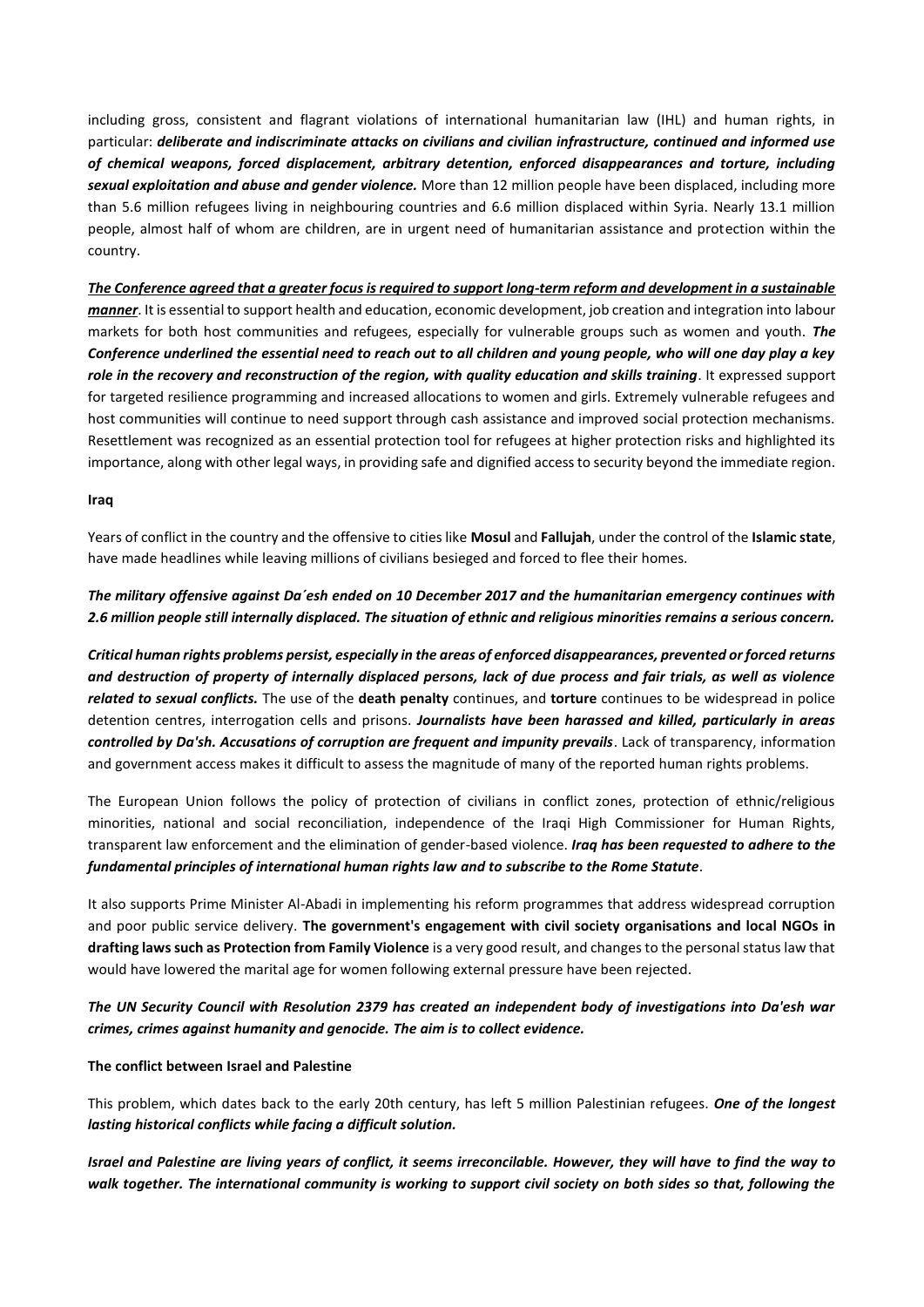including gross, consistent and flagrant violations of international humanitarian law (IHL) and human rights, in particular: ***deliberate and indiscriminate attacks on civilians and civilian infrastructure, continued and informed use of chemical weapons, forced displacement, arbitrary detention, enforced disappearances and torture, including sexual exploitation and abuse and gender violence.*** More than 12 million people have been displaced, including more than 5.6 million refugees living in neighbouring countries and 6.6 million displaced within Syria. Nearly 13.1 million people, almost half of whom are children, are in urgent need of humanitarian assistance and protection within the country.

***<u>The Conference agreed that a greater focus is required to support long-term reform and development in a sustainable manner</u>***. It is essential to support health and education, economic development, job creation and integration into labour markets for both host communities and refugees, especially for vulnerable groups such as women and youth. ***The Conference underlined the essential need to reach out to all children and young people, who will one day play a key role in the recovery and reconstruction of the region, with quality education and skills training***. It expressed support for targeted resilience programming and increased allocations to women and girls. Extremely vulnerable refugees and host communities will continue to need support through cash assistance and improved social protection mechanisms. Resettlement was recognized as an essential protection tool for refugees at higher protection risks and highlighted its importance, along with other legal ways, in providing safe and dignified access to security beyond the immediate region.

**Iraq**

Years of conflict in the country and the offensive to cities like **Mosul** and **Fallujah**, under the control of the **Islamic state**, have made headlines while leaving millions of civilians besieged and forced to flee their homes.

***The military offensive against Da´esh ended on 10 December 2017 and the humanitarian emergency continues with 2.6 million people still internally displaced. The situation of ethnic and religious minorities remains a serious concern.***

***Critical human rights problems persist, especially in the areas of enforced disappearances, prevented or forced returns and destruction of property of internally displaced persons, lack of due process and fair trials, as well as violence related to sexual conflicts.*** The use of the **death penalty** continues, and **torture** continues to be widespread in police detention centres, interrogation cells and prisons. ***Journalists have been harassed and killed, particularly in areas controlled by Da'sh. Accusations of corruption are frequent and impunity prevails***. Lack of transparency, information and government access makes it difficult to assess the magnitude of many of the reported human rights problems.

The European Union follows the policy of protection of civilians in conflict zones, protection of ethnic/religious minorities, national and social reconciliation, independence of the Iraqi High Commissioner for Human Rights, transparent law enforcement and the elimination of gender-based violence. ***Iraq has been requested to adhere to the fundamental principles of international human rights law and to subscribe to the Rome Statute***.

It also supports Prime Minister Al-Abadi in implementing his reform programmes that address widespread corruption and poor public service delivery. **The government's engagement with civil society organisations and local NGOs in drafting laws such as Protection from Family Violence** is a very good result, and changes to the personal status law that would have lowered the marital age for women following external pressure have been rejected.

***The UN Security Council with Resolution 2379 has created an independent body of investigations into Da'esh war crimes, crimes against humanity and genocide. The aim is to collect evidence.***

**The conflict between Israel and Palestine**

This problem, which dates back to the early 20th century, has left 5 million Palestinian refugees. ***One of the longest lasting historical conflicts while facing a difficult solution.***

***Israel and Palestine are living years of conflict, it seems irreconcilable. However, they will have to find the way to walk together. The international community is working to support civil society on both sides so that, following the***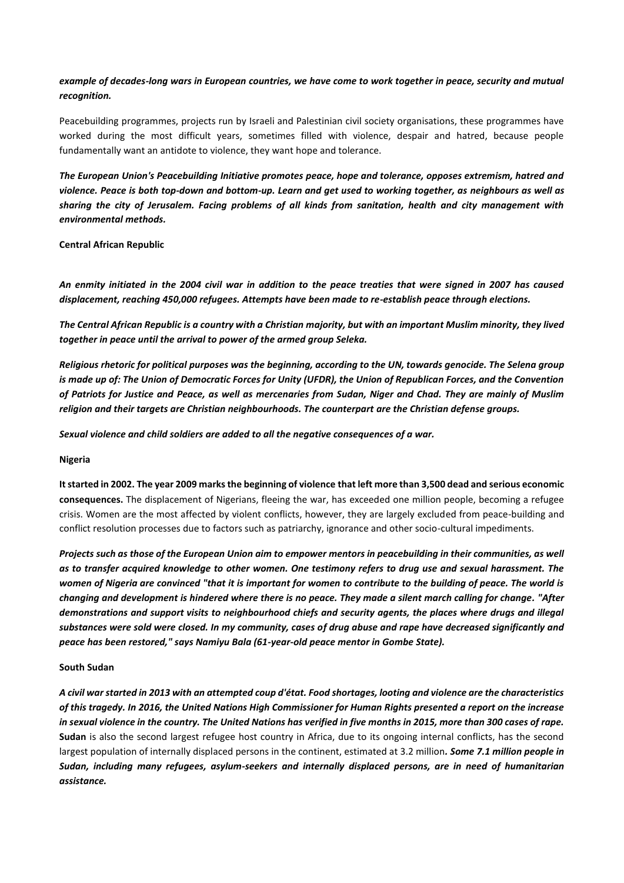***example of decades-long wars in European countries, we have come to work together in peace, security and mutual recognition.***

Peacebuilding programmes, projects run by Israeli and Palestinian civil society organisations, these programmes have worked during the most difficult years, sometimes filled with violence, despair and hatred, because people fundamentally want an antidote to violence, they want hope and tolerance.

***The European Union's Peacebuilding Initiative promotes peace, hope and tolerance, opposes extremism, hatred and violence. Peace is both top-down and bottom-up. Learn and get used to working together, as neighbours as well as sharing the city of Jerusalem. Facing problems of all kinds from sanitation, health and city management with environmental methods.***

**Central African Republic**

***An enmity initiated in the 2004 civil war in addition to the peace treaties that were signed in 2007 has caused displacement, reaching 450,000 refugees. Attempts have been made to re-establish peace through elections.***

***The Central African Republic is a country with a Christian majority, but with an important Muslim minority, they lived together in peace until the arrival to power of the armed group Seleka.***

***Religious rhetoric for political purposes was the beginning, according to the UN, towards genocide. The Selena group is made up of: The Union of Democratic Forces for Unity (UFDR), the Union of Republican Forces, and the Convention of Patriots for Justice and Peace, as well as mercenaries from Sudan, Niger and Chad. They are mainly of Muslim religion and their targets are Christian neighbourhoods. The counterpart are the Christian defense groups.***

***Sexual violence and child soldiers are added to all the negative consequences of a war.***

**Nigeria**

**It started in 2002. The year 2009 marks the beginning of violence that left more than 3,500 dead and serious economic consequences.** The displacement of Nigerians, fleeing the war, has exceeded one million people, becoming a refugee crisis. Women are the most affected by violent conflicts, however, they are largely excluded from peace-building and conflict resolution processes due to factors such as patriarchy, ignorance and other socio-cultural impediments.

***Projects such as those of the European Union aim to empower mentors in peacebuilding in their communities, as well as to transfer acquired knowledge to other women. One testimony refers to drug use and sexual harassment. The women of Nigeria are convinced "that it is important for women to contribute to the building of peace. The world is changing and development is hindered where there is no peace. They made a silent march calling for change. "After demonstrations and support visits to neighbourhood chiefs and security agents, the places where drugs and illegal substances were sold were closed. In my community, cases of drug abuse and rape have decreased significantly and peace has been restored," says Namiyu Bala (61-year-old peace mentor in Gombe State).***

**South Sudan**

***A civil war started in 2013 with an attempted coup d'état. Food shortages, looting and violence are the characteristics of this tragedy. In 2016, the United Nations High Commissioner for Human Rights presented a report on the increase in sexual violence in the country. The United Nations has verified in five months in 2015, more than 300 cases of rape.*** **Sudan** is also the second largest refugee host country in Africa, due to its ongoing internal conflicts, has the second largest population of internally displaced persons in the continent, estimated at 3.2 million***. Some 7.1 million people in Sudan, including many refugees, asylum-seekers and internally displaced persons, are in need of humanitarian assistance.***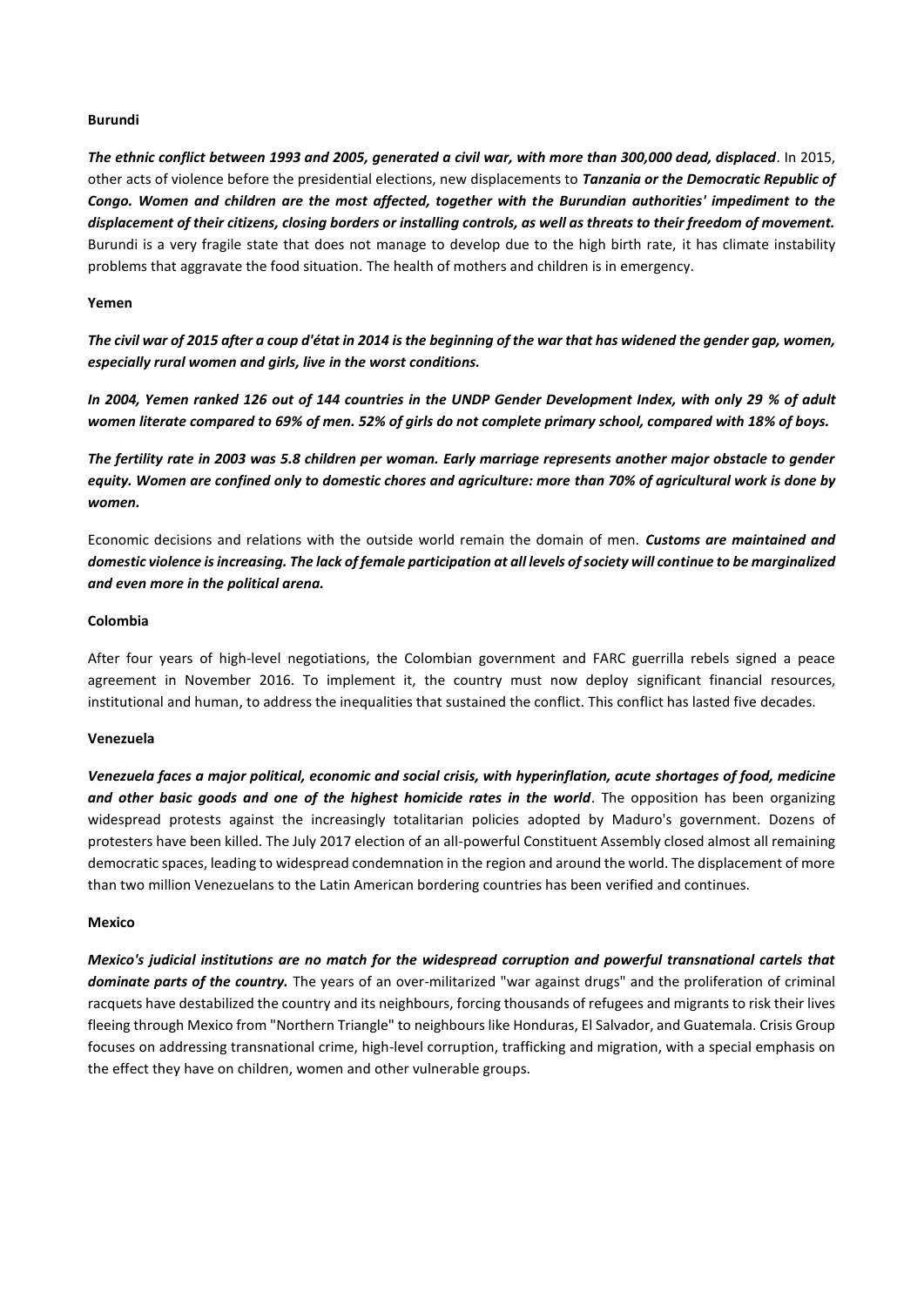**Burundi**

***The ethnic conflict between 1993 and 2005, generated a civil war, with more than 300,000 dead, displaced***. In 2015, other acts of violence before the presidential elections, new displacements to ***Tanzania or the Democratic Republic of Congo. Women and children are the most affected, together with the Burundian authorities' impediment to the displacement of their citizens, closing borders or installing controls, as well as threats to their freedom of movement.*** Burundi is a very fragile state that does not manage to develop due to the high birth rate, it has climate instability problems that aggravate the food situation. The health of mothers and children is in emergency.

**Yemen**

***The civil war of 2015 after a coup d'état in 2014 is the beginning of the war that has widened the gender gap, women, especially rural women and girls, live in the worst conditions.***

***In 2004, Yemen ranked 126 out of 144 countries in the UNDP Gender Development Index, with only 29 % of adult women literate compared to 69% of men. 52% of girls do not complete primary school, compared with 18% of boys.***

***The fertility rate in 2003 was 5.8 children per woman. Early marriage represents another major obstacle to gender equity. Women are confined only to domestic chores and agriculture: more than 70% of agricultural work is done by women.***

Economic decisions and relations with the outside world remain the domain of men. ***Customs are maintained and domestic violence is increasing. The lack of female participation at all levels of society will continue to be marginalized and even more in the political arena.***

**Colombia**

After four years of high-level negotiations, the Colombian government and FARC guerrilla rebels signed a peace agreement in November 2016. To implement it, the country must now deploy significant financial resources, institutional and human, to address the inequalities that sustained the conflict. This conflict has lasted five decades.

**Venezuela**

***Venezuela faces a major political, economic and social crisis, with hyperinflation, acute shortages of food, medicine and other basic goods and one of the highest homicide rates in the world***. The opposition has been organizing widespread protests against the increasingly totalitarian policies adopted by Maduro's government. Dozens of protesters have been killed. The July 2017 election of an all-powerful Constituent Assembly closed almost all remaining democratic spaces, leading to widespread condemnation in the region and around the world. The displacement of more than two million Venezuelans to the Latin American bordering countries has been verified and continues.

**Mexico**

***Mexico's judicial institutions are no match for the widespread corruption and powerful transnational cartels that dominate parts of the country.*** The years of an over-militarized "war against drugs" and the proliferation of criminal racquets have destabilized the country and its neighbours, forcing thousands of refugees and migrants to risk their lives fleeing through Mexico from "Northern Triangle" to neighbours like Honduras, El Salvador, and Guatemala. Crisis Group focuses on addressing transnational crime, high-level corruption, trafficking and migration, with a special emphasis on the effect they have on children, women and other vulnerable groups.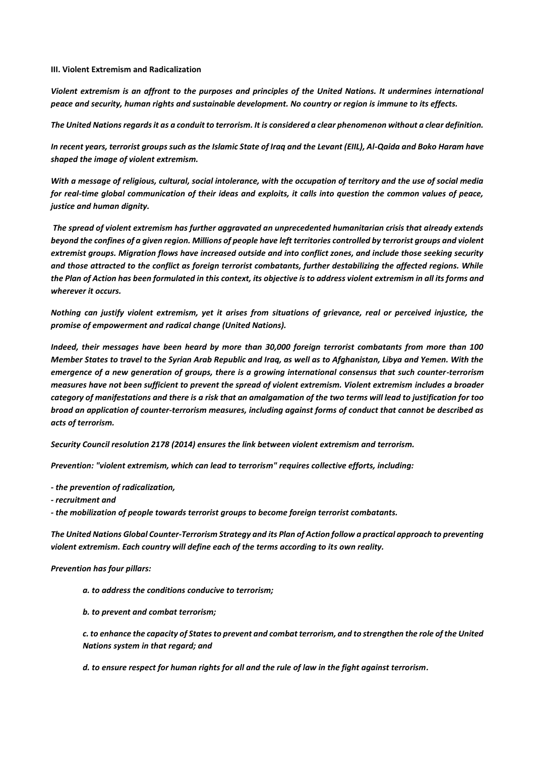**III. Violent Extremism and Radicalization**

***Violent extremism is an affront to the purposes and principles of the United Nations. It undermines international peace and security, human rights and sustainable development. No country or region is immune to its effects.***

***The United Nations regards it as a conduit to terrorism. It is considered a clear phenomenon without a clear definition.***

***In recent years, terrorist groups such as the Islamic State of Iraq and the Levant (EIIL), Al-Qaida and Boko Haram have shaped the image of violent extremism.***

***With a message of religious, cultural, social intolerance, with the occupation of territory and the use of social media for real-time global communication of their ideas and exploits, it calls into question the common values of peace, justice and human dignity.***

***The spread of violent extremism has further aggravated an unprecedented humanitarian crisis that already extends beyond the confines of a given region. Millions of people have left territories controlled by terrorist groups and violent extremist groups. Migration flows have increased outside and into conflict zones, and include those seeking security and those attracted to the conflict as foreign terrorist combatants, further destabilizing the affected regions. While the Plan of Action has been formulated in this context, its objective is to address violent extremism in all its forms and wherever it occurs.***

***Nothing can justify violent extremism, yet it arises from situations of grievance, real or perceived injustice, the promise of empowerment and radical change (United Nations).***

***Indeed, their messages have been heard by more than 30,000 foreign terrorist combatants from more than 100 Member States to travel to the Syrian Arab Republic and Iraq, as well as to Afghanistan, Libya and Yemen. With the emergence of a new generation of groups, there is a growing international consensus that such counter-terrorism measures have not been sufficient to prevent the spread of violent extremism. Violent extremism includes a broader category of manifestations and there is a risk that an amalgamation of the two terms will lead to justification for too broad an application of counter-terrorism measures, including against forms of conduct that cannot be described as acts of terrorism.***

***Security Council resolution 2178 (2014) ensures the link between violent extremism and terrorism.***

***Prevention: "violent extremism, which can lead to terrorism" requires collective efforts, including:***

- ***the prevention of radicalization,***
- ***recruitment and***
- ***the mobilization of people towards terrorist groups to become foreign terrorist combatants.***

***The United Nations Global Counter-Terrorism Strategy and its Plan of Action follow a practical approach to preventing violent extremism. Each country will define each of the terms according to its own reality.***

***Prevention has four pillars:***

> ***a. to address the conditions conducive to terrorism;***
>
> ***b. to prevent and combat terrorism;***
>
> ***c. to enhance the capacity of States to prevent and combat terrorism, and to strengthen the role of the United Nations system in that regard; and***
>
> ***d. to ensure respect for human rights for all and the rule of law in the fight against terrorism.***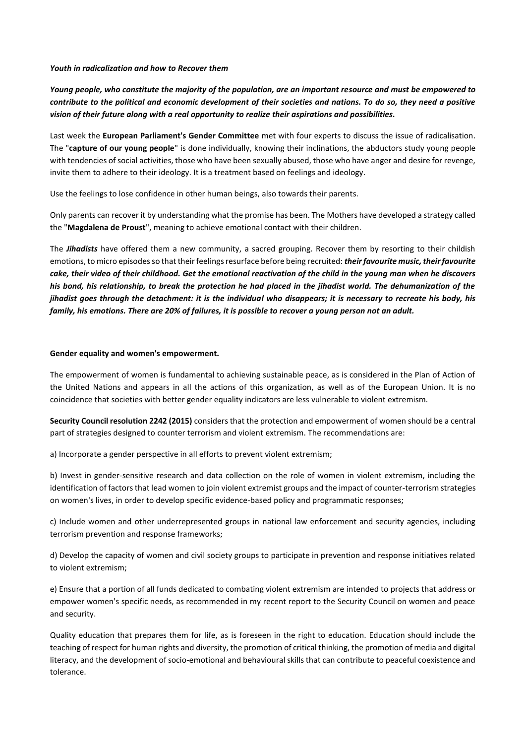***Youth in radicalization and how to Recover them***

***Young people, who constitute the majority of the population, are an important resource and must be empowered to contribute to the political and economic development of their societies and nations. To do so, they need a positive vision of their future along with a real opportunity to realize their aspirations and possibilities.***

Last week the **European Parliament's Gender Committee** met with four experts to discuss the issue of radicalisation. The "**capture of our young people**" is done individually, knowing their inclinations, the abductors study young people with tendencies of social activities, those who have been sexually abused, those who have anger and desire for revenge, invite them to adhere to their ideology. It is a treatment based on feelings and ideology.

Use the feelings to lose confidence in other human beings, also towards their parents.

Only parents can recover it by understanding what the promise has been. The Mothers have developed a strategy called the "**Magdalena de Proust**", meaning to achieve emotional contact with their children.

The ***Jihadists*** have offered them a new community, a sacred grouping. Recover them by resorting to their childish emotions, to micro episodes so that their feelings resurface before being recruited: ***their favourite music, their favourite cake, their video of their childhood. Get the emotional reactivation of the child in the young man when he discovers his bond, his relationship, to break the protection he had placed in the jihadist world. The dehumanization of the jihadist goes through the detachment: it is the individual who disappears; it is necessary to recreate his body, his family, his emotions. There are 20% of failures, it is possible to recover a young person not an adult.***

**Gender equality and women's empowerment.**

The empowerment of women is fundamental to achieving sustainable peace, as is considered in the Plan of Action of the United Nations and appears in all the actions of this organization, as well as of the European Union. It is no coincidence that societies with better gender equality indicators are less vulnerable to violent extremism.

**Security Council resolution 2242 (2015)** considers that the protection and empowerment of women should be a central part of strategies designed to counter terrorism and violent extremism. The recommendations are:

a) Incorporate a gender perspective in all efforts to prevent violent extremism;

b) Invest in gender-sensitive research and data collection on the role of women in violent extremism, including the identification of factors that lead women to join violent extremist groups and the impact of counter-terrorism strategies on women's lives, in order to develop specific evidence-based policy and programmatic responses;

c) Include women and other underrepresented groups in national law enforcement and security agencies, including terrorism prevention and response frameworks;

d) Develop the capacity of women and civil society groups to participate in prevention and response initiatives related to violent extremism;

e) Ensure that a portion of all funds dedicated to combating violent extremism are intended to projects that address or empower women's specific needs, as recommended in my recent report to the Security Council on women and peace and security.

Quality education that prepares them for life, as is foreseen in the right to education. Education should include the teaching of respect for human rights and diversity, the promotion of critical thinking, the promotion of media and digital literacy, and the development of socio-emotional and behavioural skills that can contribute to peaceful coexistence and tolerance.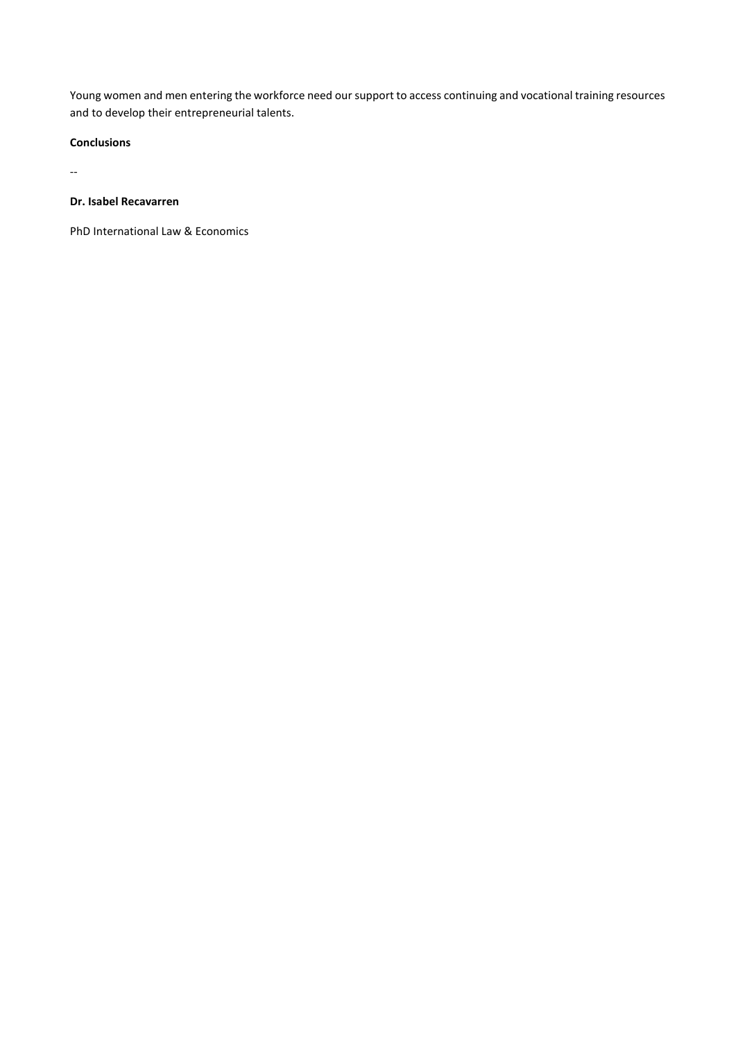Young women and men entering the workforce need our support to access continuing and vocational training resources and to develop their entrepreneurial talents.

**Conclusions**

--

**Dr. Isabel Recavarren**

PhD International Law & Economics